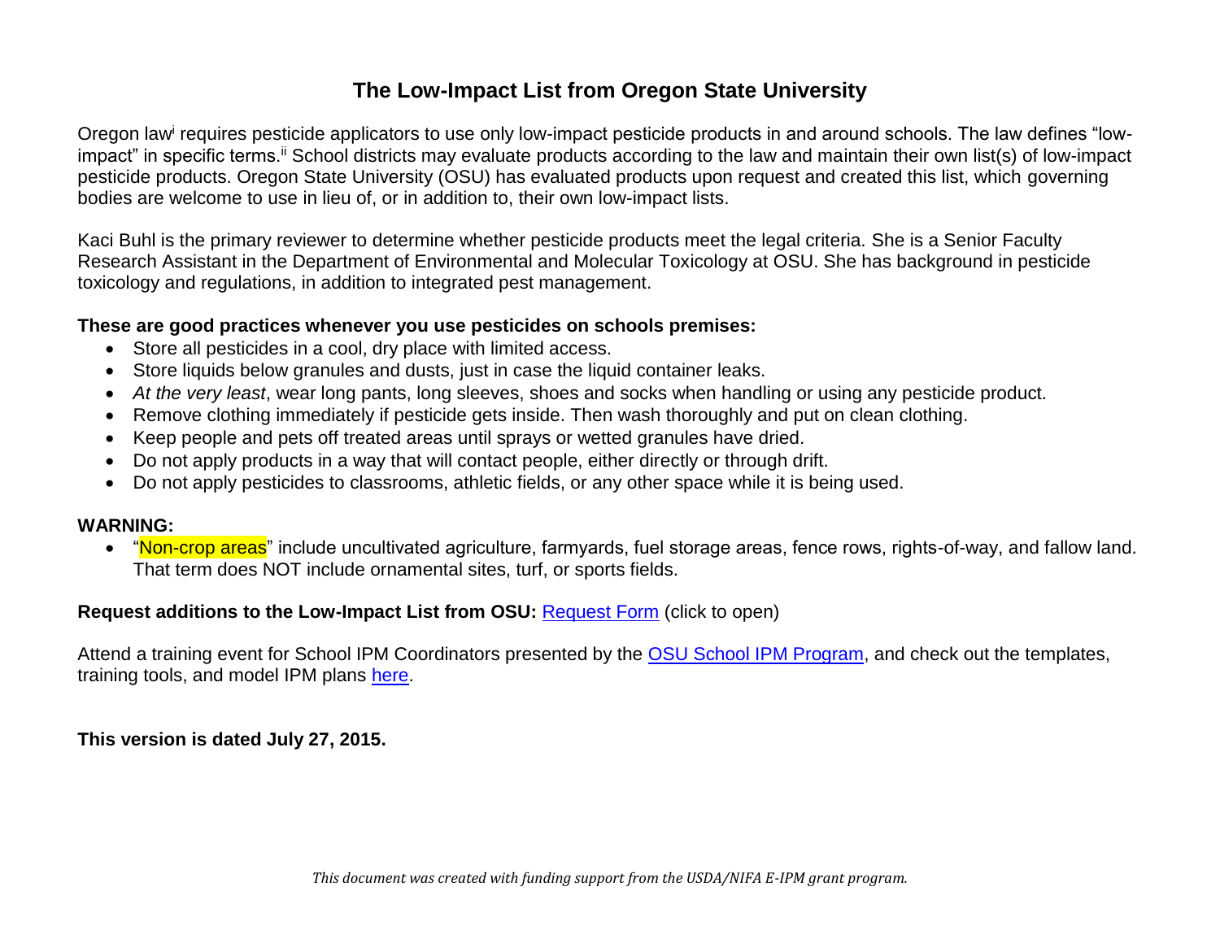# The Low-Impact List from Oregon State University

Oregon law[i] requires pesticide applicators to use only low-impact pesticide products in and around schools. The law defines "low-impact" in specific terms.[ii] School districts may evaluate products according to the law and maintain their own list(s) of low-impact pesticide products. Oregon State University (OSU) has evaluated products upon request and created this list, which governing bodies are welcome to use in lieu of, or in addition to, their own low-impact lists.

Kaci Buhl is the primary reviewer to determine whether pesticide products meet the legal criteria. She is a Senior Faculty Research Assistant in the Department of Environmental and Molecular Toxicology at OSU. She has background in pesticide toxicology and regulations, in addition to integrated pest management.

**These are good practices whenever you use pesticides on schools premises:**

- Store all pesticides in a cool, dry place with limited access.
- Store liquids below granules and dusts, just in case the liquid container leaks.
- *At the very least*, wear long pants, long sleeves, shoes and socks when handling or using any pesticide product.
- Remove clothing immediately if pesticide gets inside. Then wash thoroughly and put on clean clothing.
- Keep people and pets off treated areas until sprays or wetted granules have dried.
- Do not apply products in a way that will contact people, either directly or through drift.
- Do not apply pesticides to classrooms, athletic fields, or any other space while it is being used.

**WARNING:**

- "Non-crop areas" include uncultivated agriculture, farmyards, fuel storage areas, fence rows, rights-of-way, and fallow land. That term does NOT include ornamental sites, turf, or sports fields.

**Request additions to the Low-Impact List from OSU:** Request Form (click to open)

Attend a training event for School IPM Coordinators presented by the OSU School IPM Program, and check out the templates, training tools, and model IPM plans here.

**This version is dated July 27, 2015.**

*This document was created with funding support from the USDA/NIFA E-IPM grant program.*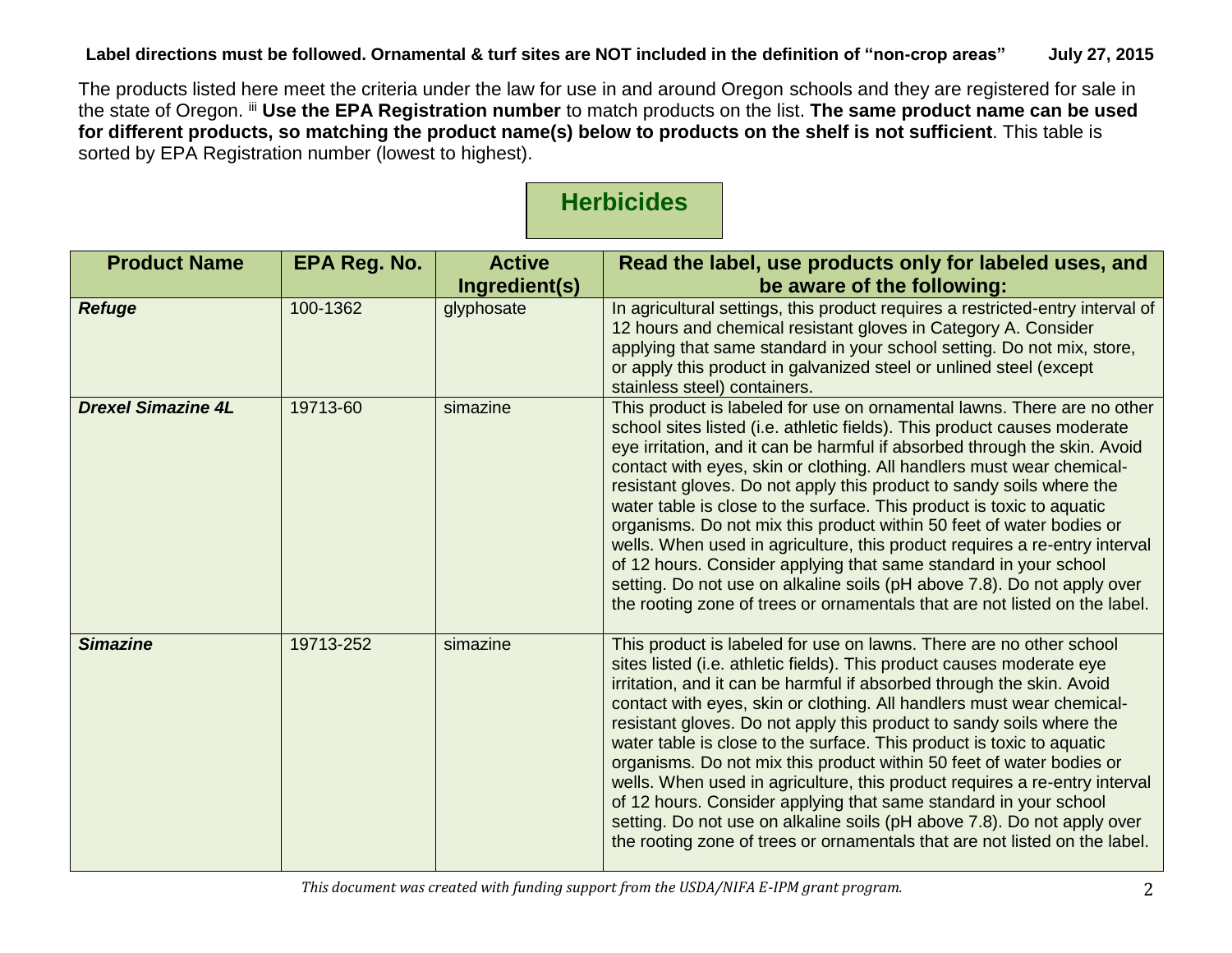**Label directions must be followed. Ornamental & turf sites are NOT included in the definition of "non-crop areas"** **July 27, 2015**

The products listed here meet the criteria under the law for use in and around Oregon schools and they are registered for sale in the state of Oregon. [iii] **Use the EPA Registration number** to match products on the list. **The same product name can be used for different products, so matching the product name(s) below to products on the shelf is not sufficient**. This table is sorted by EPA Registration number (lowest to highest).

## Herbicides

| Product Name | EPA Reg. No. | Active Ingredient(s) | Read the label, use products only for labeled uses, and be aware of the following: |
|---|---|---|---|
| ***Refuge*** | 100-1362 | glyphosate | In agricultural settings, this product requires a restricted-entry interval of 12 hours and chemical resistant gloves in Category A. Consider applying that same standard in your school setting. Do not mix, store, or apply this product in galvanized steel or unlined steel (except stainless steel) containers. |
| ***Drexel Simazine 4L*** | 19713-60 | simazine | This product is labeled for use on ornamental lawns. There are no other school sites listed (i.e. athletic fields). This product causes moderate eye irritation, and it can be harmful if absorbed through the skin. Avoid contact with eyes, skin or clothing. All handlers must wear chemical-resistant gloves. Do not apply this product to sandy soils where the water table is close to the surface. This product is toxic to aquatic organisms. Do not mix this product within 50 feet of water bodies or wells. When used in agriculture, this product requires a re-entry interval of 12 hours. Consider applying that same standard in your school setting. Do not use on alkaline soils (pH above 7.8). Do not apply over the rooting zone of trees or ornamentals that are not listed on the label. |
| ***Simazine*** | 19713-252 | simazine | This product is labeled for use on lawns. There are no other school sites listed (i.e. athletic fields). This product causes moderate eye irritation, and it can be harmful if absorbed through the skin. Avoid contact with eyes, skin or clothing. All handlers must wear chemical-resistant gloves. Do not apply this product to sandy soils where the water table is close to the surface. This product is toxic to aquatic organisms. Do not mix this product within 50 feet of water bodies or wells. When used in agriculture, this product requires a re-entry interval of 12 hours. Consider applying that same standard in your school setting. Do not use on alkaline soils (pH above 7.8). Do not apply over the rooting zone of trees or ornamentals that are not listed on the label. |

*This document was created with funding support from the USDA/NIFA E-IPM grant program.*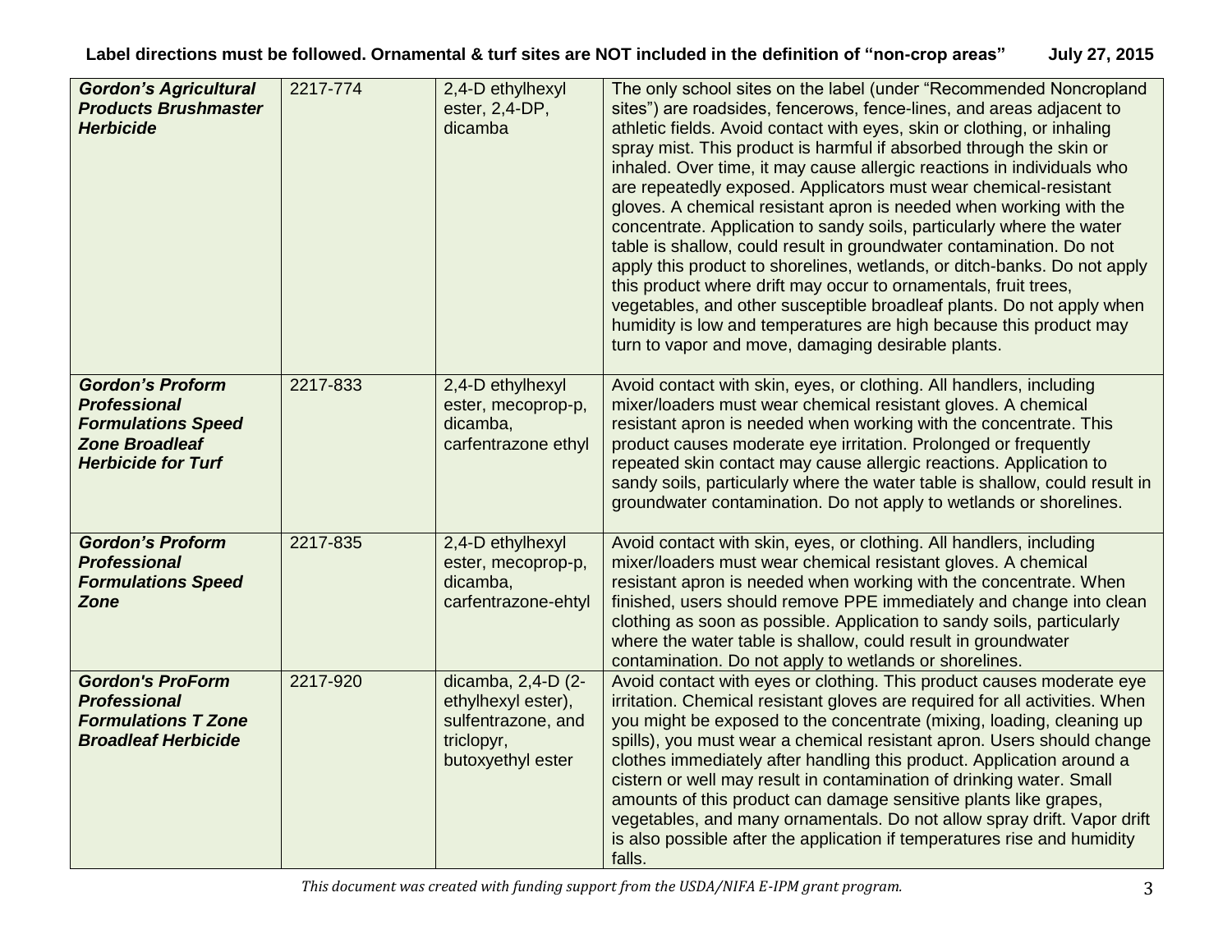| | | | |
|---|---|---|---|
| ***Gordon's Agricultural Products Brushmaster Herbicide*** | 2217-774 | 2,4-D ethylhexyl ester, 2,4-DP, dicamba | The only school sites on the label (under "Recommended Noncropland sites") are roadsides, fencerows, fence-lines, and areas adjacent to athletic fields. Avoid contact with eyes, skin or clothing, or inhaling spray mist. This product is harmful if absorbed through the skin or inhaled. Over time, it may cause allergic reactions in individuals who are repeatedly exposed. Applicators must wear chemical-resistant gloves. A chemical resistant apron is needed when working with the concentrate. Application to sandy soils, particularly where the water table is shallow, could result in groundwater contamination. Do not apply this product to shorelines, wetlands, or ditch-banks. Do not apply this product where drift may occur to ornamentals, fruit trees, vegetables, and other susceptible broadleaf plants. Do not apply when humidity is low and temperatures are high because this product may turn to vapor and move, damaging desirable plants. |
| ***Gordon's Proform Professional Formulations Speed Zone Broadleaf Herbicide for Turf*** | 2217-833 | 2,4-D ethylhexyl ester, mecoprop-p, dicamba, carfentrazone ethyl | Avoid contact with skin, eyes, or clothing. All handlers, including mixer/loaders must wear chemical resistant gloves. A chemical resistant apron is needed when working with the concentrate. This product causes moderate eye irritation. Prolonged or frequently repeated skin contact may cause allergic reactions. Application to sandy soils, particularly where the water table is shallow, could result in groundwater contamination. Do not apply to wetlands or shorelines. |
| ***Gordon's Proform Professional Formulations Speed Zone*** | 2217-835 | 2,4-D ethylhexyl ester, mecoprop-p, dicamba, carfentrazone-ehtyl | Avoid contact with skin, eyes, or clothing. All handlers, including mixer/loaders must wear chemical resistant gloves. A chemical resistant apron is needed when working with the concentrate. When finished, users should remove PPE immediately and change into clean clothing as soon as possible. Application to sandy soils, particularly where the water table is shallow, could result in groundwater contamination. Do not apply to wetlands or shorelines. |
| ***Gordon's ProForm Professional Formulations T Zone Broadleaf Herbicide*** | 2217-920 | dicamba, 2,4-D (2-ethylhexyl ester), sulfentrazone, and triclopyr, butoxyethyl ester | Avoid contact with eyes or clothing. This product causes moderate eye irritation. Chemical resistant gloves are required for all activities. When you might be exposed to the concentrate (mixing, loading, cleaning up spills), you must wear a chemical resistant apron. Users should change clothes immediately after handling this product. Application around a cistern or well may result in contamination of drinking water. Small amounts of this product can damage sensitive plants like grapes, vegetables, and many ornamentals. Do not allow spray drift. Vapor drift is also possible after the application if temperatures rise and humidity falls. |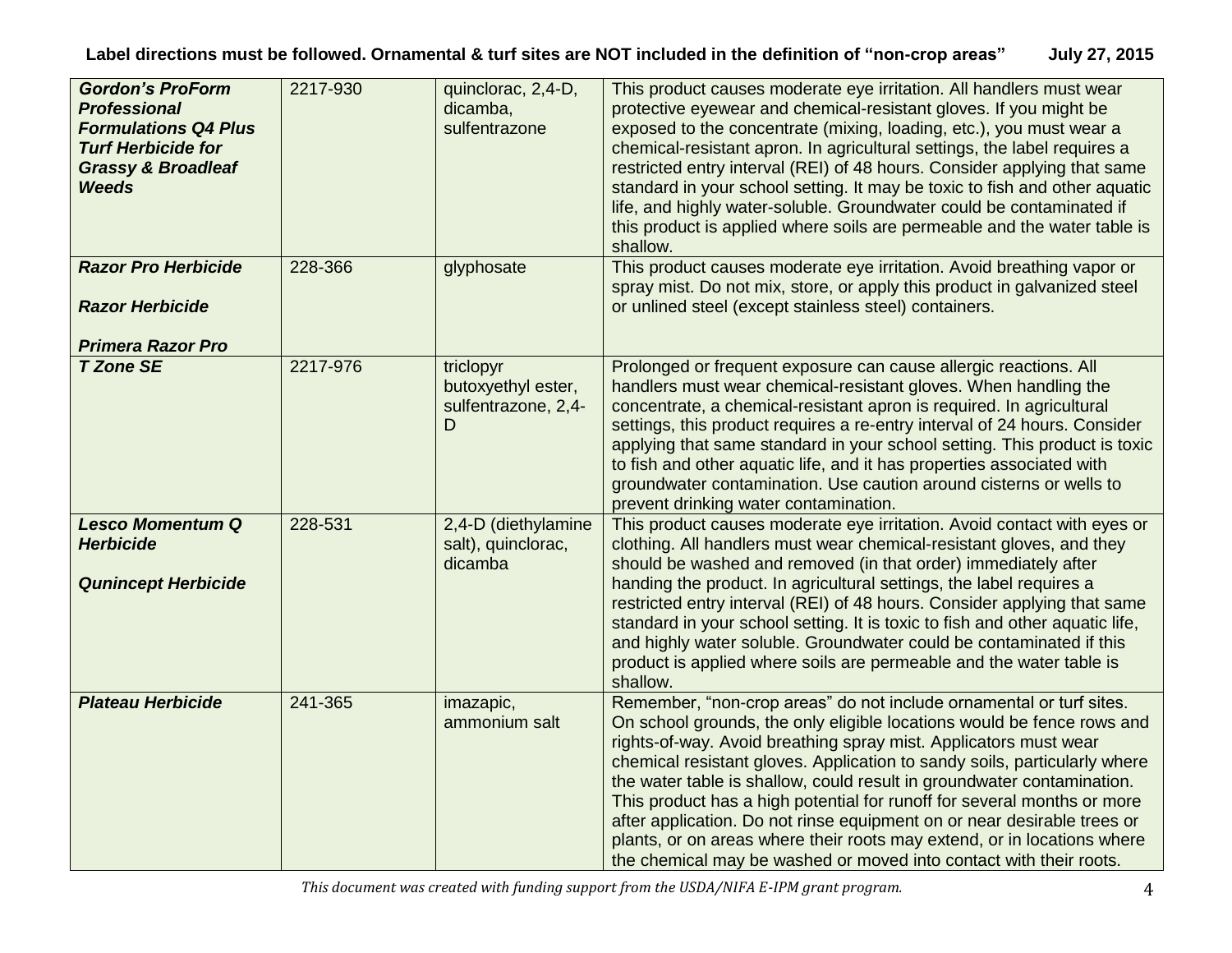| | | | |
|---|---|---|---|
| ***Gordon's ProForm Professional Formulations Q4 Plus Turf Herbicide for Grassy & Broadleaf Weeds*** | 2217-930 | quinclorac, 2,4-D, dicamba, sulfentrazone | This product causes moderate eye irritation. All handlers must wear protective eyewear and chemical-resistant gloves. If you might be exposed to the concentrate (mixing, loading, etc.), you must wear a chemical-resistant apron. In agricultural settings, the label requires a restricted entry interval (REI) of 48 hours. Consider applying that same standard in your school setting. It may be toxic to fish and other aquatic life, and highly water-soluble. Groundwater could be contaminated if this product is applied where soils are permeable and the water table is shallow. |
| ***Razor Pro Herbicide*** <br><br> ***Razor Herbicide*** <br><br> ***Primera Razor Pro*** | 228-366 | glyphosate | This product causes moderate eye irritation. Avoid breathing vapor or spray mist. Do not mix, store, or apply this product in galvanized steel or unlined steel (except stainless steel) containers. |
| ***T Zone SE*** | 2217-976 | triclopyr butoxyethyl ester, sulfentrazone, 2,4-D | Prolonged or frequent exposure can cause allergic reactions. All handlers must wear chemical-resistant gloves. When handling the concentrate, a chemical-resistant apron is required. In agricultural settings, this product requires a re-entry interval of 24 hours. Consider applying that same standard in your school setting. This product is toxic to fish and other aquatic life, and it has properties associated with groundwater contamination. Use caution around cisterns or wells to prevent drinking water contamination. |
| ***Lesco Momentum Q Herbicide*** <br><br> ***Qunincept Herbicide*** | 228-531 | 2,4-D (diethylamine salt), quinclorac, dicamba | This product causes moderate eye irritation. Avoid contact with eyes or clothing. All handlers must wear chemical-resistant gloves, and they should be washed and removed (in that order) immediately after handing the product. In agricultural settings, the label requires a restricted entry interval (REI) of 48 hours. Consider applying that same standard in your school setting. It is toxic to fish and other aquatic life, and highly water soluble. Groundwater could be contaminated if this product is applied where soils are permeable and the water table is shallow. |
| ***Plateau Herbicide*** | 241-365 | imazapic, ammonium salt | Remember, "non-crop areas" do not include ornamental or turf sites. On school grounds, the only eligible locations would be fence rows and rights-of-way. Avoid breathing spray mist. Applicators must wear chemical resistant gloves. Application to sandy soils, particularly where the water table is shallow, could result in groundwater contamination. This product has a high potential for runoff for several months or more after application. Do not rinse equipment on or near desirable trees or plants, or on areas where their roots may extend, or in locations where the chemical may be washed or moved into contact with their roots. |

*This document was created with funding support from the USDA/NIFA E-IPM grant program.*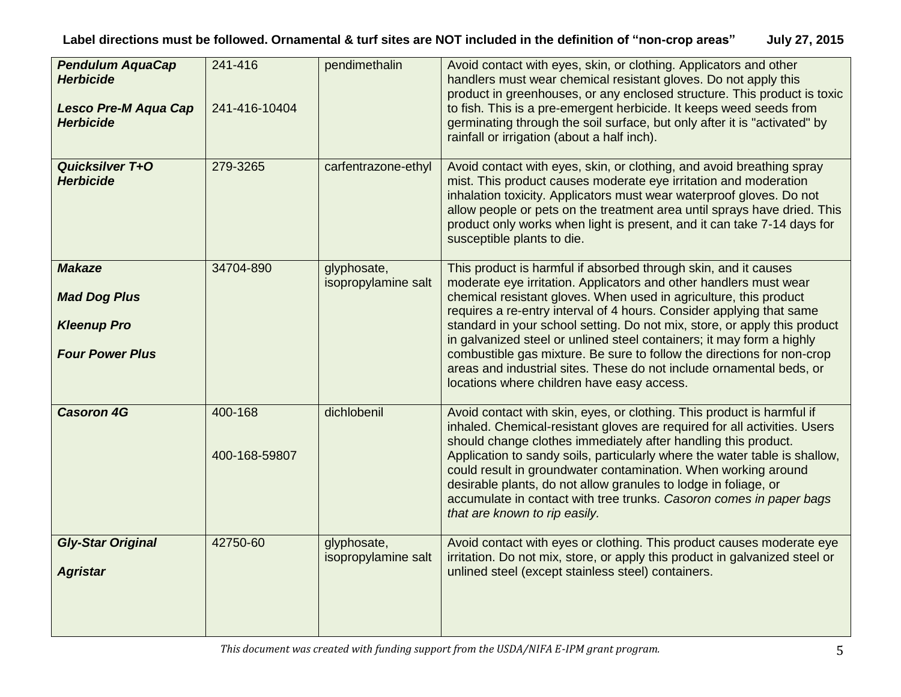| *Pendulum AquaCap Herbicide*<br><br>*Lesco Pre-M Aqua Cap Herbicide* | 241-416<br><br>241-416-10404 | pendimethalin | Avoid contact with eyes, skin, or clothing. Applicators and other handlers must wear chemical resistant gloves. Do not apply this product in greenhouses, or any enclosed structure. This product is toxic to fish. This is a pre-emergent herbicide. It keeps weed seeds from germinating through the soil surface, but only after it is "activated" by rainfall or irrigation (about a half inch). |
|---|---|---|---|
| ***Quicksilver T+O Herbicide*** | 279-3265 | carfentrazone-ethyl | Avoid contact with eyes, skin, or clothing, and avoid breathing spray mist. This product causes moderate eye irritation and moderation inhalation toxicity. Applicators must wear waterproof gloves. Do not allow people or pets on the treatment area until sprays have dried. This product only works when light is present, and it can take 7-14 days for susceptible plants to die. |
| ***Makaze***<br><br>***Mad Dog Plus***<br><br>***Kleenup Pro***<br><br>***Four Power Plus*** | 34704-890 | glyphosate, isopropylamine salt | This product is harmful if absorbed through skin, and it causes moderate eye irritation. Applicators and other handlers must wear chemical resistant gloves. When used in agriculture, this product requires a re-entry interval of 4 hours. Consider applying that same standard in your school setting. Do not mix, store, or apply this product in galvanized steel or unlined steel containers; it may form a highly combustible gas mixture. Be sure to follow the directions for non-crop areas and industrial sites. These do not include ornamental beds, or locations where children have easy access. |
| ***Casoron 4G*** | 400-168<br><br>400-168-59807 | dichlobenil | Avoid contact with skin, eyes, or clothing. This product is harmful if inhaled. Chemical-resistant gloves are required for all activities. Users should change clothes immediately after handling this product. Application to sandy soils, particularly where the water table is shallow, could result in groundwater contamination. When working around desirable plants, do not allow granules to lodge in foliage, or accumulate in contact with tree trunks. *Casoron comes in paper bags that are known to rip easily.* |
| ***Gly-Star Original***<br><br>***Agristar*** | 42750-60 | glyphosate, isopropylamine salt | Avoid contact with eyes or clothing. This product causes moderate eye irritation. Do not mix, store, or apply this product in galvanized steel or unlined steel (except stainless steel) containers. |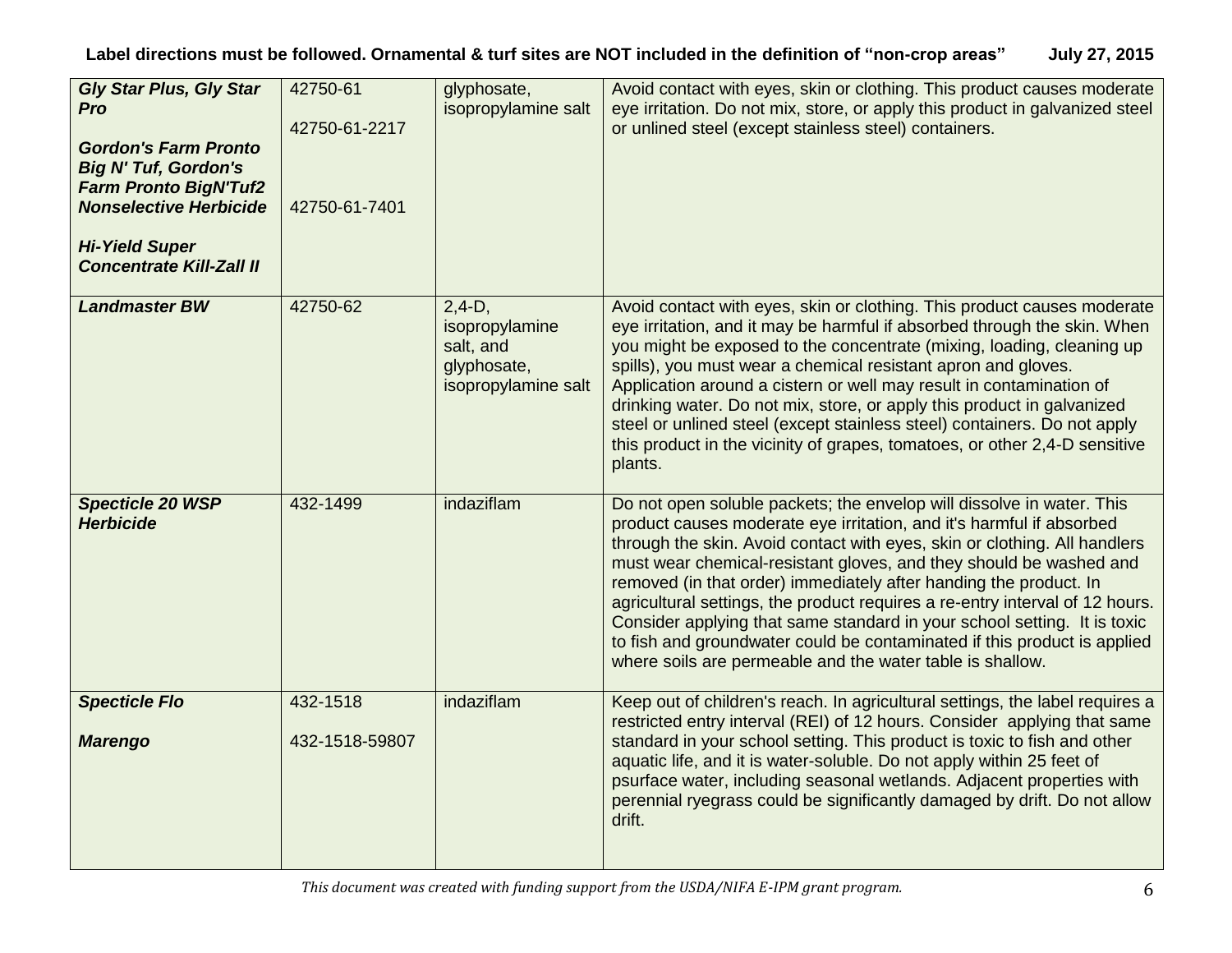| *Gly Star Plus, Gly Star Pro*<br><br>*Gordon's Farm Pronto Big N' Tuf, Gordon's Farm Pronto BigN'Tuf2 Nonselective Herbicide*<br><br>*Hi-Yield Super Concentrate Kill-Zall II* | 42750-61<br><br>42750-61-2217<br><br>42750-61-7401 | glyphosate, isopropylamine salt | Avoid contact with eyes, skin or clothing. This product causes moderate eye irritation. Do not mix, store, or apply this product in galvanized steel or unlined steel (except stainless steel) containers. |
|---|---|---|---|
| *Landmaster BW* | 42750-62 | 2,4-D, isopropylamine salt, and glyphosate, isopropylamine salt | Avoid contact with eyes, skin or clothing. This product causes moderate eye irritation, and it may be harmful if absorbed through the skin. When you might be exposed to the concentrate (mixing, loading, cleaning up spills), you must wear a chemical resistant apron and gloves. Application around a cistern or well may result in contamination of drinking water. Do not mix, store, or apply this product in galvanized steel or unlined steel (except stainless steel) containers. Do not apply this product in the vicinity of grapes, tomatoes, or other 2,4-D sensitive plants. |
| *Specticle 20 WSP Herbicide* | 432-1499 | indaziflam | Do not open soluble packets; the envelop will dissolve in water. This product causes moderate eye irritation, and it's harmful if absorbed through the skin. Avoid contact with eyes, skin or clothing. All handlers must wear chemical-resistant gloves, and they should be washed and removed (in that order) immediately after handing the product. In agricultural settings, the product requires a re-entry interval of 12 hours. Consider applying that same standard in your school setting. It is toxic to fish and groundwater could be contaminated if this product is applied where soils are permeable and the water table is shallow. |
| *Specticle Flo*<br><br>*Marengo* | 432-1518<br><br>432-1518-59807 | indaziflam | Keep out of children's reach. In agricultural settings, the label requires a restricted entry interval (REI) of 12 hours. Consider applying that same standard in your school setting. This product is toxic to fish and other aquatic life, and it is water-soluble. Do not apply within 25 feet of psurface water, including seasonal wetlands. Adjacent properties with perennial ryegrass could be significantly damaged by drift. Do not allow drift. |

*This document was created with funding support from the USDA/NIFA E-IPM grant program.*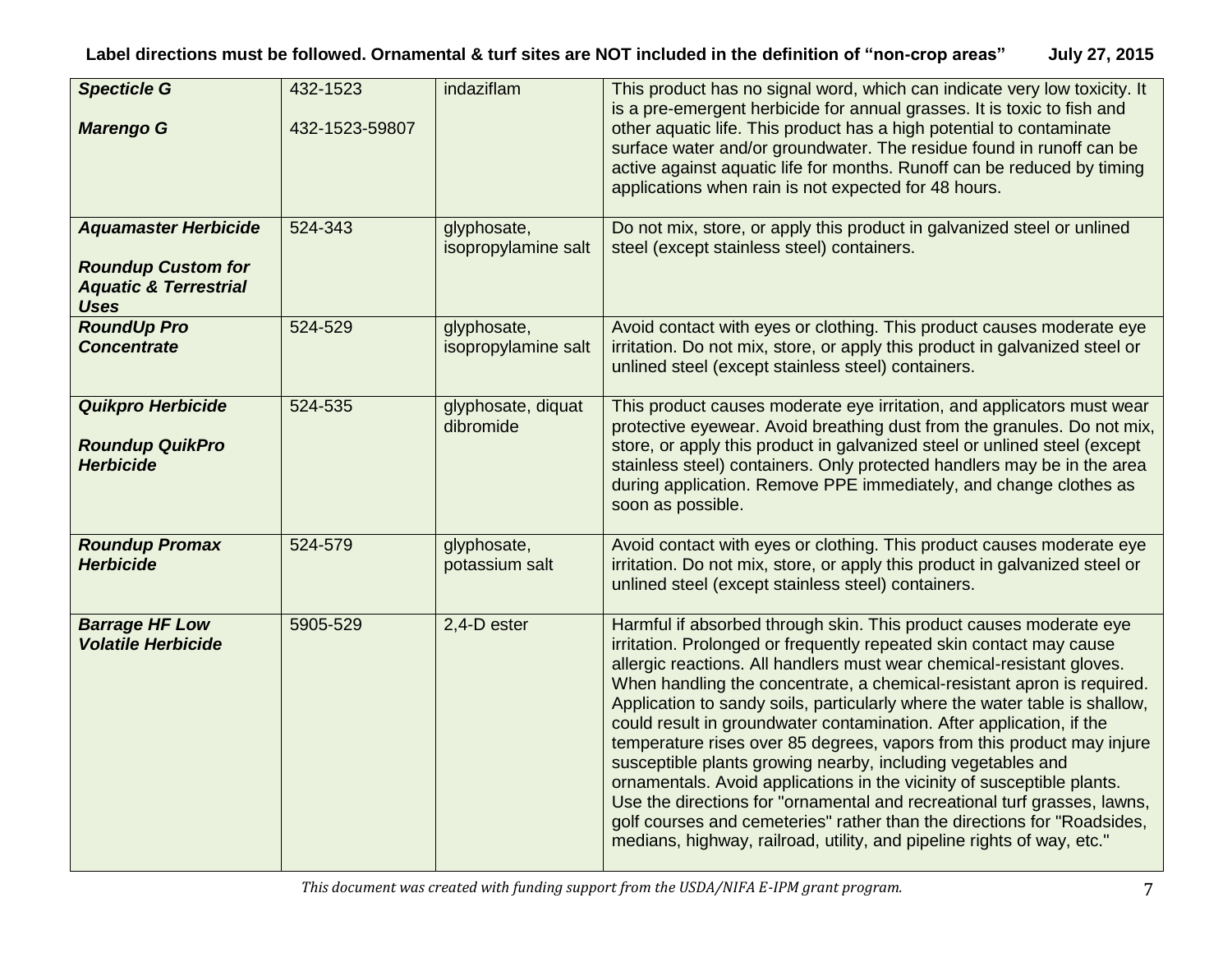| | | | |
|---|---|---|---|
| ***Specticle G***<br><br>***Marengo G*** | 432-1523<br><br>432-1523-59807 | indaziflam | This product has no signal word, which can indicate very low toxicity. It is a pre-emergent herbicide for annual grasses. It is toxic to fish and other aquatic life. This product has a high potential to contaminate surface water and/or groundwater. The residue found in runoff can be active against aquatic life for months. Runoff can be reduced by timing applications when rain is not expected for 48 hours. |
| ***Aquamaster Herbicide***<br><br>***Roundup Custom for Aquatic & Terrestrial Uses*** | 524-343 | glyphosate, isopropylamine salt | Do not mix, store, or apply this product in galvanized steel or unlined steel (except stainless steel) containers. |
| ***RoundUp Pro Concentrate*** | 524-529 | glyphosate, isopropylamine salt | Avoid contact with eyes or clothing. This product causes moderate eye irritation. Do not mix, store, or apply this product in galvanized steel or unlined steel (except stainless steel) containers. |
| ***Quikpro Herbicide***<br><br>***Roundup QuikPro Herbicide*** | 524-535 | glyphosate, diquat dibromide | This product causes moderate eye irritation, and applicators must wear protective eyewear. Avoid breathing dust from the granules. Do not mix, store, or apply this product in galvanized steel or unlined steel (except stainless steel) containers. Only protected handlers may be in the area during application. Remove PPE immediately, and change clothes as soon as possible. |
| ***Roundup Promax Herbicide*** | 524-579 | glyphosate, potassium salt | Avoid contact with eyes or clothing. This product causes moderate eye irritation. Do not mix, store, or apply this product in galvanized steel or unlined steel (except stainless steel) containers. |
| ***Barrage HF Low Volatile Herbicide*** | 5905-529 | 2,4-D ester | Harmful if absorbed through skin. This product causes moderate eye irritation. Prolonged or frequently repeated skin contact may cause allergic reactions. All handlers must wear chemical-resistant gloves. When handling the concentrate, a chemical-resistant apron is required. Application to sandy soils, particularly where the water table is shallow, could result in groundwater contamination. After application, if the temperature rises over 85 degrees, vapors from this product may injure susceptible plants growing nearby, including vegetables and ornamentals. Avoid applications in the vicinity of susceptible plants. Use the directions for "ornamental and recreational turf grasses, lawns, golf courses and cemeteries" rather than the directions for "Roadsides, medians, highway, railroad, utility, and pipeline rights of way, etc." |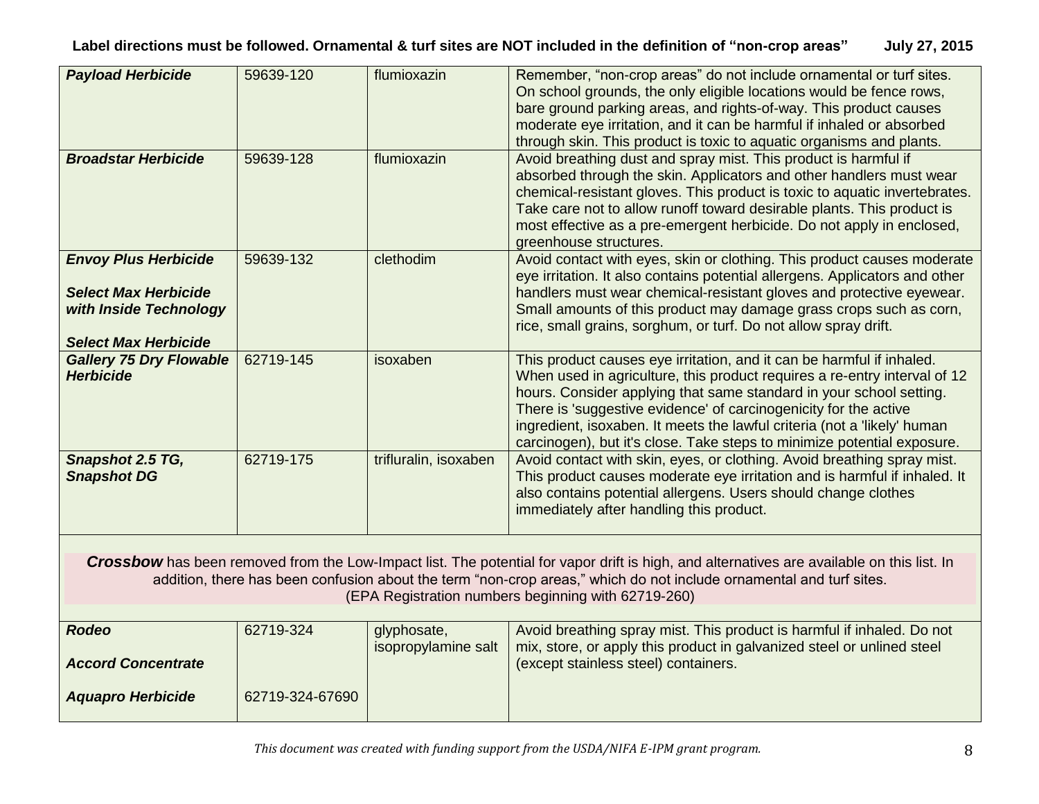| | | | |
|---|---|---|---|
| ***Payload Herbicide*** | 59639-120 | flumioxazin | Remember, "non-crop areas" do not include ornamental or turf sites. On school grounds, the only eligible locations would be fence rows, bare ground parking areas, and rights-of-way. This product causes moderate eye irritation, and it can be harmful if inhaled or absorbed through skin. This product is toxic to aquatic organisms and plants. |
| ***Broadstar Herbicide*** | 59639-128 | flumioxazin | Avoid breathing dust and spray mist. This product is harmful if absorbed through the skin. Applicators and other handlers must wear chemical-resistant gloves. This product is toxic to aquatic invertebrates. Take care not to allow runoff toward desirable plants. This product is most effective as a pre-emergent herbicide. Do not apply in enclosed, greenhouse structures. |
| ***Envoy Plus Herbicide***<br><br>***Select Max Herbicide with Inside Technology***<br><br>***Select Max Herbicide*** | 59639-132 | clethodim | Avoid contact with eyes, skin or clothing. This product causes moderate eye irritation. It also contains potential allergens. Applicators and other handlers must wear chemical-resistant gloves and protective eyewear. Small amounts of this product may damage grass crops such as corn, rice, small grains, sorghum, or turf. Do not allow spray drift. |
| ***Gallery 75 Dry Flowable Herbicide*** | 62719-145 | isoxaben | This product causes eye irritation, and it can be harmful if inhaled. When used in agriculture, this product requires a re-entry interval of 12 hours. Consider applying that same standard in your school setting. There is 'suggestive evidence' of carcinogenicity for the active ingredient, isoxaben. It meets the lawful criteria (not a 'likely' human carcinogen), but it's close. Take steps to minimize potential exposure. |
| ***Snapshot 2.5 TG, Snapshot DG*** | 62719-175 | trifluralin, isoxaben | Avoid contact with skin, eyes, or clothing. Avoid breathing spray mist. This product causes moderate eye irritation and is harmful if inhaled. It also contains potential allergens. Users should change clothes immediately after handling this product. |

***Crossbow*** has been removed from the Low-Impact list. The potential for vapor drift is high, and alternatives are available on this list. In addition, there has been confusion about the term "non-crop areas," which do not include ornamental and turf sites. (EPA Registration numbers beginning with 62719-260)

| | | | |
|---|---|---|---|
| ***Rodeo***<br><br>***Accord Concentrate***<br><br>***Aquapro Herbicide*** | 62719-324<br><br><br><br>62719-324-67690 | glyphosate, isopropylamine salt | Avoid breathing spray mist. This product is harmful if inhaled. Do not mix, store, or apply this product in galvanized steel or unlined steel (except stainless steel) containers. |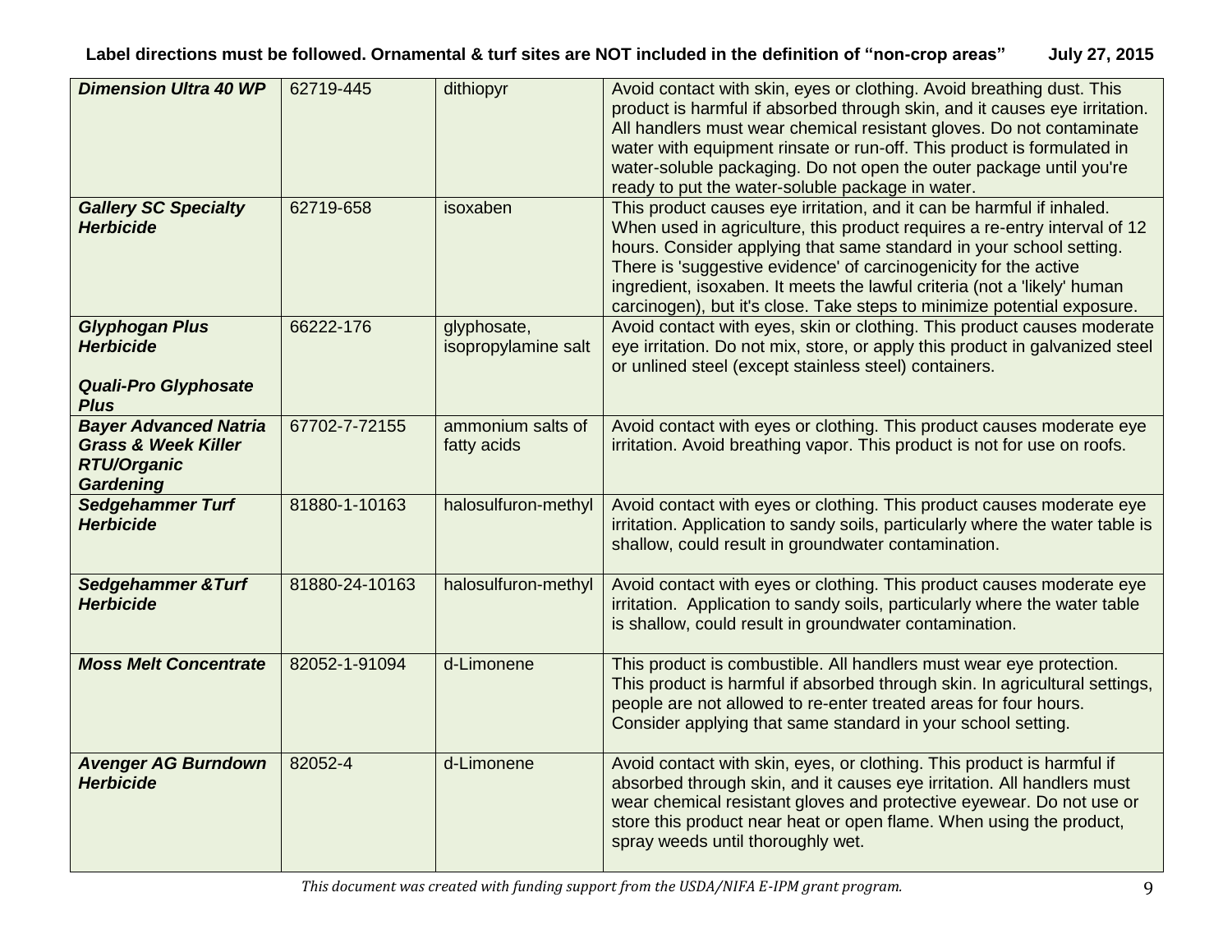| | | | |
|---|---|---|---|
| ***Dimension Ultra 40 WP*** | 62719-445 | dithiopyr | Avoid contact with skin, eyes or clothing. Avoid breathing dust. This product is harmful if absorbed through skin, and it causes eye irritation. All handlers must wear chemical resistant gloves. Do not contaminate water with equipment rinsate or run-off. This product is formulated in water-soluble packaging. Do not open the outer package until you're ready to put the water-soluble package in water. |
| ***Gallery SC Specialty Herbicide*** | 62719-658 | isoxaben | This product causes eye irritation, and it can be harmful if inhaled. When used in agriculture, this product requires a re-entry interval of 12 hours. Consider applying that same standard in your school setting. There is 'suggestive evidence' of carcinogenicity for the active ingredient, isoxaben. It meets the lawful criteria (not a 'likely' human carcinogen), but it's close. Take steps to minimize potential exposure. |
| ***Glyphogan Plus Herbicide*** <br><br> ***Quali-Pro Glyphosate Plus*** | 66222-176 | glyphosate, isopropylamine salt | Avoid contact with eyes, skin or clothing. This product causes moderate eye irritation. Do not mix, store, or apply this product in galvanized steel or unlined steel (except stainless steel) containers. |
| ***Bayer Advanced Natria Grass & Week Killer RTU/Organic Gardening*** | 67702-7-72155 | ammonium salts of fatty acids | Avoid contact with eyes or clothing. This product causes moderate eye irritation. Avoid breathing vapor. This product is not for use on roofs. |
| ***Sedgehammer Turf Herbicide*** | 81880-1-10163 | halosulfuron-methyl | Avoid contact with eyes or clothing. This product causes moderate eye irritation. Application to sandy soils, particularly where the water table is shallow, could result in groundwater contamination. |
| ***Sedgehammer &Turf Herbicide*** | 81880-24-10163 | halosulfuron-methyl | Avoid contact with eyes or clothing. This product causes moderate eye irritation. Application to sandy soils, particularly where the water table is shallow, could result in groundwater contamination. |
| ***Moss Melt Concentrate*** | 82052-1-91094 | d-Limonene | This product is combustible. All handlers must wear eye protection. This product is harmful if absorbed through skin. In agricultural settings, people are not allowed to re-enter treated areas for four hours. Consider applying that same standard in your school setting. |
| ***Avenger AG Burndown Herbicide*** | 82052-4 | d-Limonene | Avoid contact with skin, eyes, or clothing. This product is harmful if absorbed through skin, and it causes eye irritation. All handlers must wear chemical resistant gloves and protective eyewear. Do not use or store this product near heat or open flame. When using the product, spray weeds until thoroughly wet. |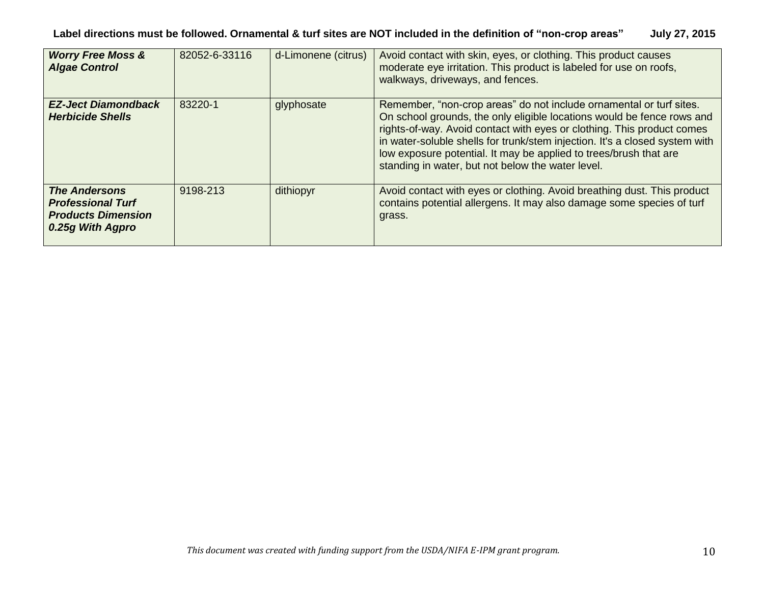| *Worry Free Moss & Algae Control* | 82052-6-33116 | d-Limonene (citrus) | Avoid contact with skin, eyes, or clothing. This product causes moderate eye irritation. This product is labeled for use on roofs, walkways, driveways, and fences. |
|---|---|---|---|
| ***EZ-Ject Diamondback Herbicide Shells*** | 83220-1 | glyphosate | Remember, “non-crop areas” do not include ornamental or turf sites. On school grounds, the only eligible locations would be fence rows and rights-of-way. Avoid contact with eyes or clothing. This product comes in water-soluble shells for trunk/stem injection. It's a closed system with low exposure potential. It may be applied to trees/brush that are standing in water, but not below the water level. |
| ***The Andersons Professional Turf Products Dimension 0.25g With Agpro*** | 9198-213 | dithiopyr | Avoid contact with eyes or clothing. Avoid breathing dust. This product contains potential allergens. It may also damage some species of turf grass. |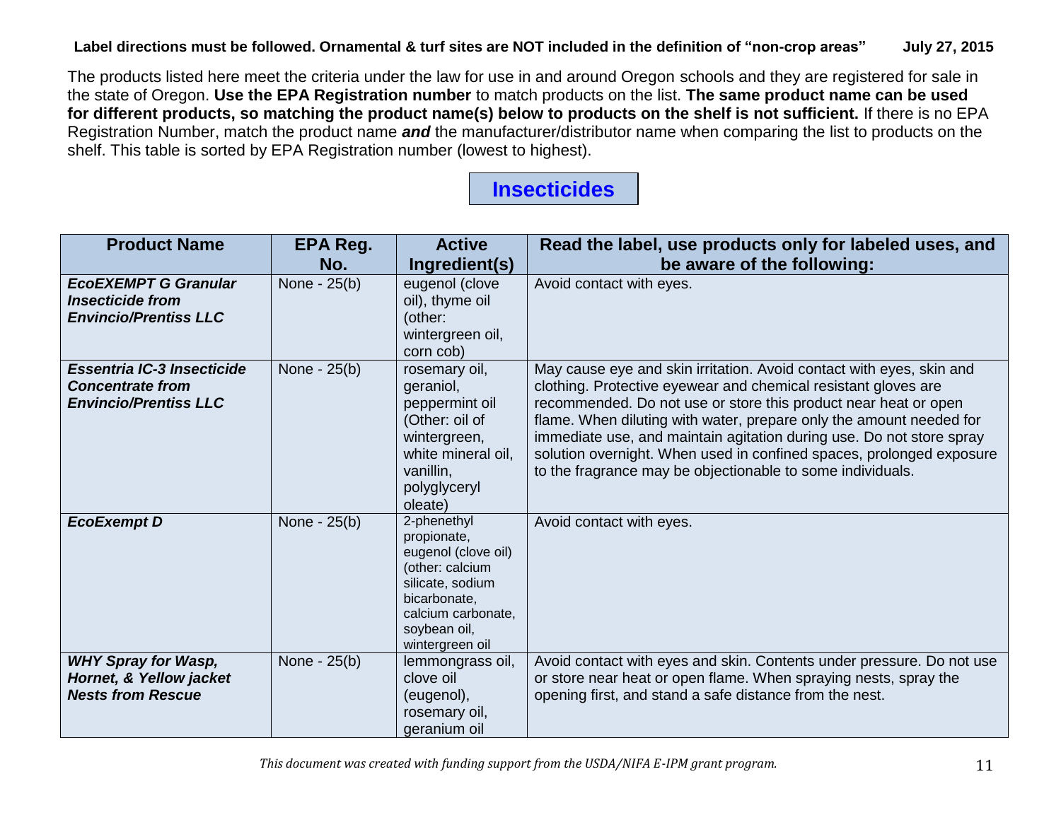**Label directions must be followed. Ornamental & turf sites are NOT included in the definition of "non-crop areas"   July 27, 2015**

The products listed here meet the criteria under the law for use in and around Oregon schools and they are registered for sale in the state of Oregon. **Use the EPA Registration number** to match products on the list. **The same product name can be used for different products, so matching the product name(s) below to products on the shelf is not sufficient.** If there is no EPA Registration Number, match the product name ***and*** the manufacturer/distributor name when comparing the list to products on the shelf. This table is sorted by EPA Registration number (lowest to highest).

## Insecticides

| Product Name | EPA Reg. No. | Active Ingredient(s) | Read the label, use products only for labeled uses, and be aware of the following: |
|---|---|---|---|
| ***EcoEXEMPT G Granular Insecticide from Envincio/Prentiss LLC*** | None - 25(b) | eugenol (clove oil), thyme oil (other: wintergreen oil, corn cob) | Avoid contact with eyes. |
| ***Essentria IC-3 Insecticide Concentrate from Envincio/Prentiss LLC*** | None - 25(b) | rosemary oil, geraniol, peppermint oil (Other: oil of wintergreen, white mineral oil, vanillin, polyglyceryl oleate) | May cause eye and skin irritation. Avoid contact with eyes, skin and clothing. Protective eyewear and chemical resistant gloves are recommended. Do not use or store this product near heat or open flame. When diluting with water, prepare only the amount needed for immediate use, and maintain agitation during use. Do not store spray solution overnight. When used in confined spaces, prolonged exposure to the fragrance may be objectionable to some individuals. |
| ***EcoExempt D*** | None - 25(b) | 2-phenethyl propionate, eugenol (clove oil) (other: calcium silicate, sodium bicarbonate, calcium carbonate, soybean oil, wintergreen oil | Avoid contact with eyes. |
| ***WHY Spray for Wasp, Hornet, & Yellow jacket Nests from Rescue*** | None - 25(b) | lemmongrass oil, clove oil (eugenol), rosemary oil, geranium oil | Avoid contact with eyes and skin. Contents under pressure. Do not use or store near heat or open flame. When spraying nests, spray the opening first, and stand a safe distance from the nest. |

*This document was created with funding support from the USDA/NIFA E-IPM grant program.*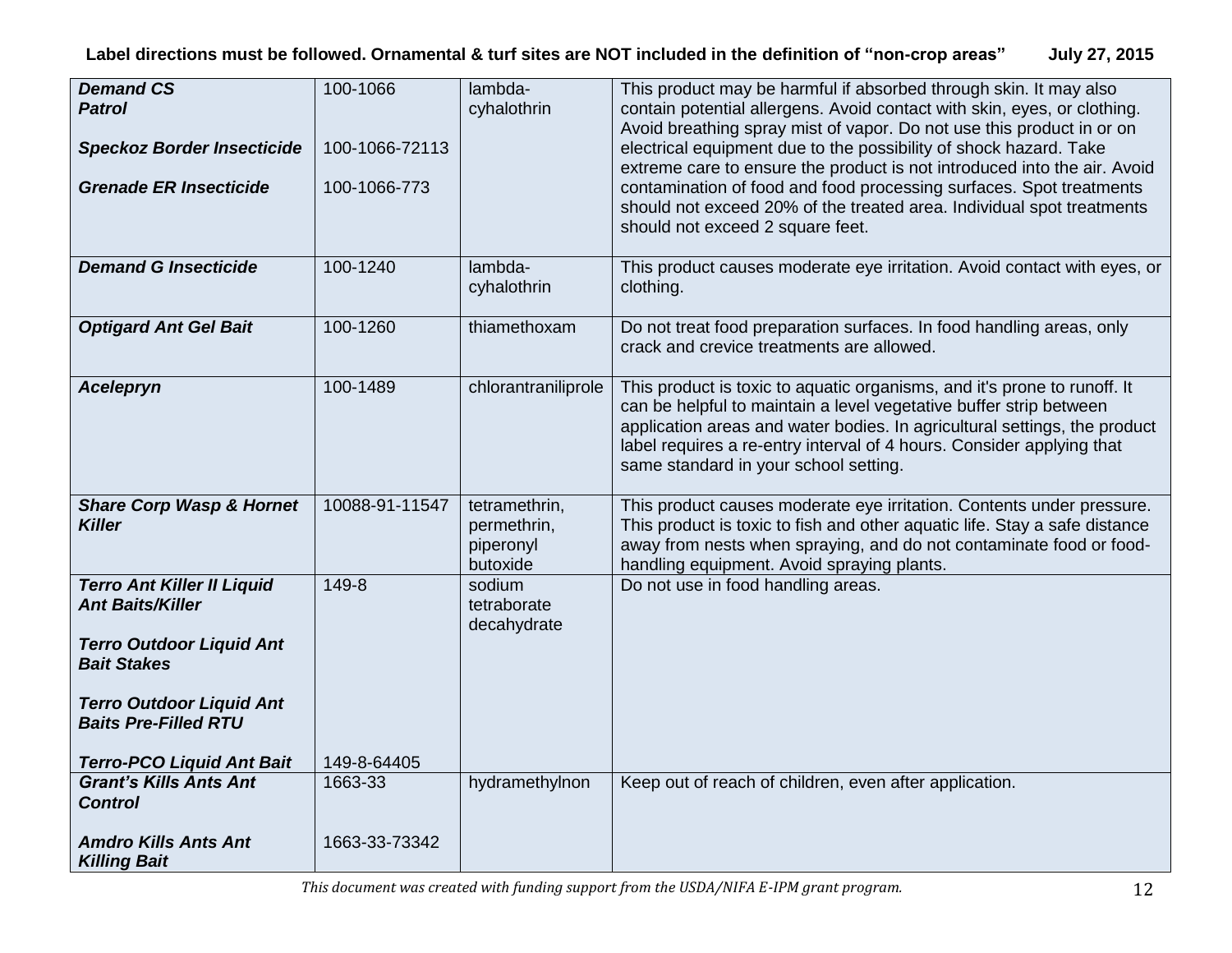**Label directions must be followed. Ornamental & turf sites are NOT included in the definition of "non-crop areas"    July 27, 2015**

| | | | |
|---|---|---|---|
| ***Demand CS***<br>***Patrol***<br><br>***Speckoz Border Insecticide***<br><br>***Grenade ER Insecticide*** | 100-1066<br><br><br>100-1066-72113<br><br>100-1066-773 | lambda-cyhalothrin | This product may be harmful if absorbed through skin. It may also contain potential allergens. Avoid contact with skin, eyes, or clothing. Avoid breathing spray mist of vapor. Do not use this product in or on electrical equipment due to the possibility of shock hazard. Take extreme care to ensure the product is not introduced into the air. Avoid contamination of food and food processing surfaces. Spot treatments should not exceed 20% of the treated area. Individual spot treatments should not exceed 2 square feet. |
| ***Demand G Insecticide*** | 100-1240 | lambda-cyhalothrin | This product causes moderate eye irritation. Avoid contact with eyes, or clothing. |
| ***Optigard Ant Gel Bait*** | 100-1260 | thiamethoxam | Do not treat food preparation surfaces. In food handling areas, only crack and crevice treatments are allowed. |
| ***Acelepryn*** | 100-1489 | chlorantraniliprole | This product is toxic to aquatic organisms, and it's prone to runoff. It can be helpful to maintain a level vegetative buffer strip between application areas and water bodies. In agricultural settings, the product label requires a re-entry interval of 4 hours. Consider applying that same standard in your school setting. |
| ***Share Corp Wasp & Hornet Killer*** | 10088-91-11547 | tetramethrin, permethrin, piperonyl butoxide | This product causes moderate eye irritation. Contents under pressure. This product is toxic to fish and other aquatic life. Stay a safe distance away from nests when spraying, and do not contaminate food or food-handling equipment. Avoid spraying plants. |
| ***Terro Ant Killer II Liquid Ant Baits/Killer***<br><br>***Terro Outdoor Liquid Ant Bait Stakes***<br><br>***Terro Outdoor Liquid Ant Baits Pre-Filled RTU***<br><br>***Terro-PCO Liquid Ant Bait*** | 149-8<br><br><br><br><br><br><br><br>149-8-64405 | sodium tetraborate decahydrate | Do not use in food handling areas. |
| ***Grant's Kills Ants Ant Control***<br><br>***Amdro Kills Ants Ant Killing Bait*** | 1663-33<br><br><br>1663-33-73342 | hydramethylnon | Keep out of reach of children, even after application. |

*This document was created with funding support from the USDA/NIFA E-IPM grant program.*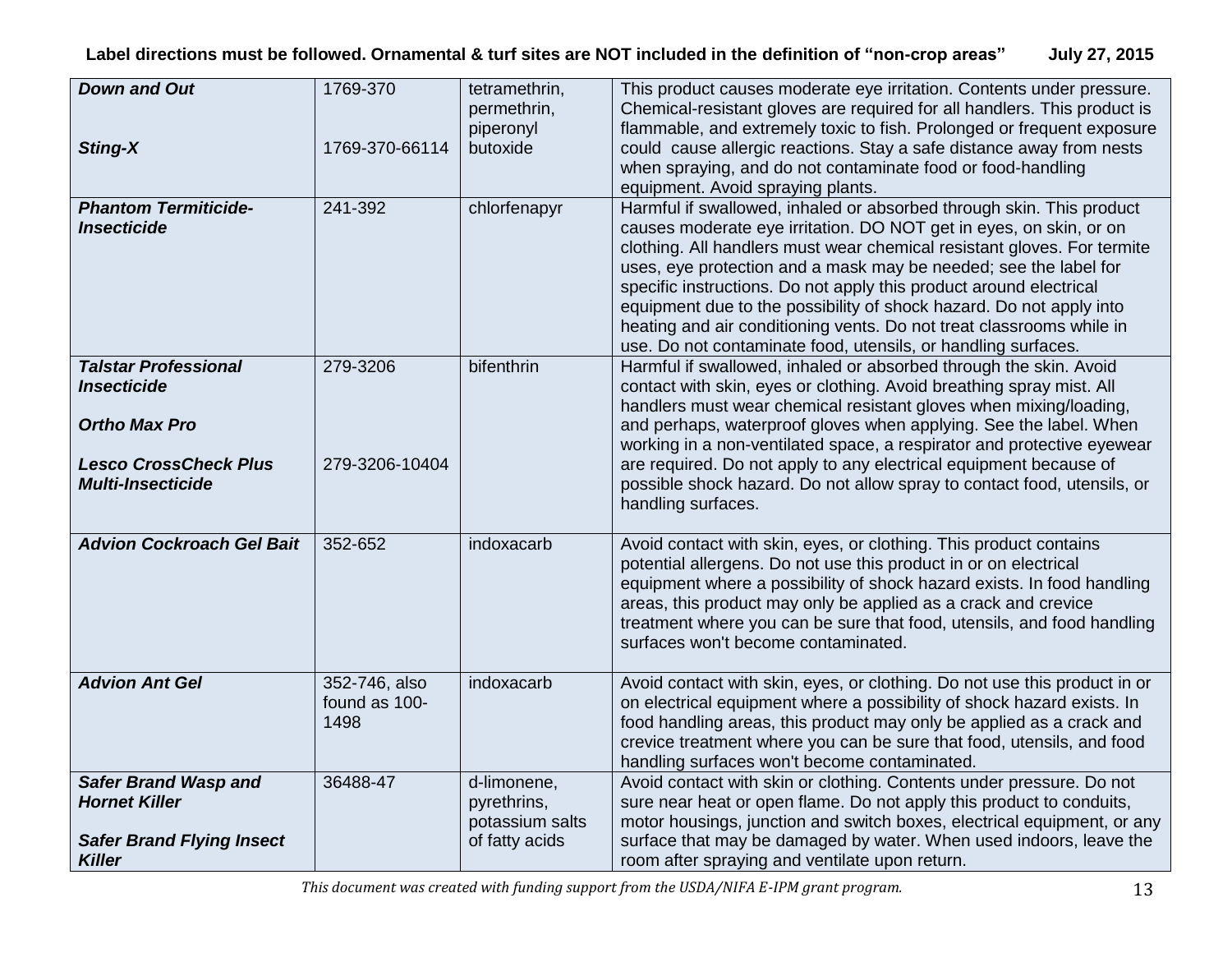Label directions must be followed. Ornamental & turf sites are NOT included in the definition of "non-crop areas" July 27, 2015

| | | | |
|---|---|---|---|
| ***Down and Out*** <br><br> ***Sting-X*** | 1769-370 <br><br> 1769-370-66114 | tetramethrin, permethrin, piperonyl butoxide | This product causes moderate eye irritation. Contents under pressure. Chemical-resistant gloves are required for all handlers. This product is flammable, and extremely toxic to fish. Prolonged or frequent exposure could cause allergic reactions. Stay a safe distance away from nests when spraying, and do not contaminate food or food-handling equipment. Avoid spraying plants. |
| ***Phantom Termiticide-Insecticide*** | 241-392 | chlorfenapyr | Harmful if swallowed, inhaled or absorbed through skin. This product causes moderate eye irritation. DO NOT get in eyes, on skin, or on clothing. All handlers must wear chemical resistant gloves. For termite uses, eye protection and a mask may be needed; see the label for specific instructions. Do not apply this product around electrical equipment due to the possibility of shock hazard. Do not apply into heating and air conditioning vents. Do not treat classrooms while in use. Do not contaminate food, utensils, or handling surfaces. |
| ***Talstar Professional Insecticide*** <br><br> ***Ortho Max Pro*** <br><br> ***Lesco CrossCheck Plus Multi-Insecticide*** | 279-3206 <br><br><br><br> 279-3206-10404 | bifenthrin | Harmful if swallowed, inhaled or absorbed through the skin. Avoid contact with skin, eyes or clothing. Avoid breathing spray mist. All handlers must wear chemical resistant gloves when mixing/loading, and perhaps, waterproof gloves when applying. See the label. When working in a non-ventilated space, a respirator and protective eyewear are required. Do not apply to any electrical equipment because of possible shock hazard. Do not allow spray to contact food, utensils, or handling surfaces. |
| ***Advion Cockroach Gel Bait*** | 352-652 | indoxacarb | Avoid contact with skin, eyes, or clothing. This product contains potential allergens. Do not use this product in or on electrical equipment where a possibility of shock hazard exists. In food handling areas, this product may only be applied as a crack and crevice treatment where you can be sure that food, utensils, and food handling surfaces won't become contaminated. |
| ***Advion Ant Gel*** | 352-746, also found as 100-1498 | indoxacarb | Avoid contact with skin, eyes, or clothing. Do not use this product in or on electrical equipment where a possibility of shock hazard exists. In food handling areas, this product may only be applied as a crack and crevice treatment where you can be sure that food, utensils, and food handling surfaces won't become contaminated. |
| ***Safer Brand Wasp and Hornet Killer*** <br><br> ***Safer Brand Flying Insect Killer*** | 36488-47 | d-limonene, pyrethrins, potassium salts of fatty acids | Avoid contact with skin or clothing. Contents under pressure. Do not sure near heat or open flame. Do not apply this product to conduits, motor housings, junction and switch boxes, electrical equipment, or any surface that may be damaged by water. When used indoors, leave the room after spraying and ventilate upon return. |

*This document was created with funding support from the USDA/NIFA E-IPM grant program.*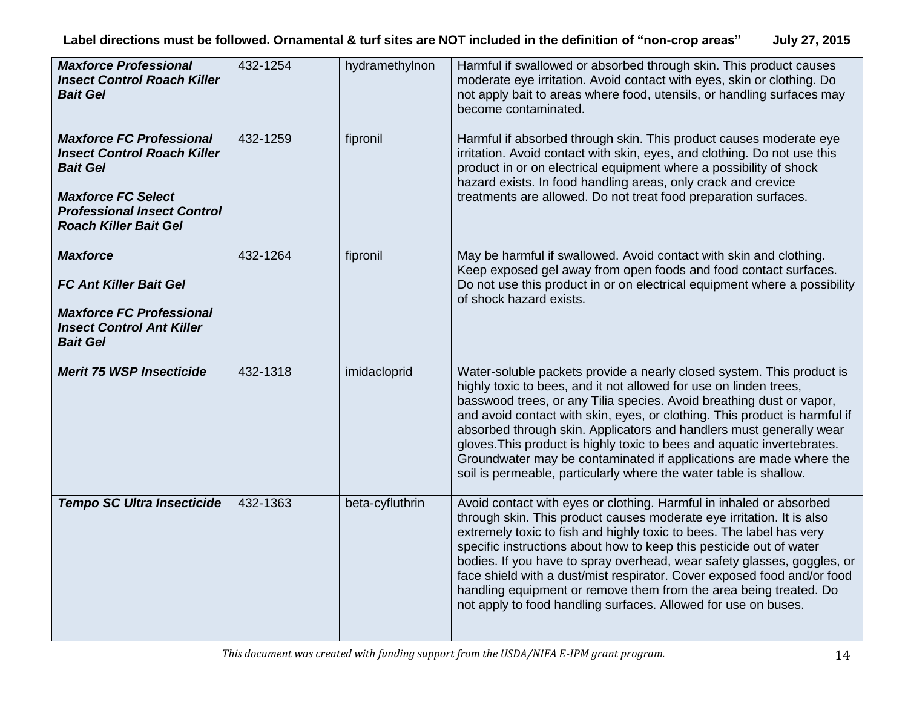| | | | |
|---|---|---|---|
| ***Maxforce Professional Insect Control Roach Killer Bait Gel*** | 432-1254 | hydramethylnon | Harmful if swallowed or absorbed through skin. This product causes moderate eye irritation. Avoid contact with eyes, skin or clothing. Do not apply bait to areas where food, utensils, or handling surfaces may become contaminated. |
| ***Maxforce FC Professional Insect Control Roach Killer Bait Gel***<br><br>***Maxforce FC Select Professional Insect Control Roach Killer Bait Gel*** | 432-1259 | fipronil | Harmful if absorbed through skin. This product causes moderate eye irritation. Avoid contact with skin, eyes, and clothing. Do not use this product in or on electrical equipment where a possibility of shock hazard exists. In food handling areas, only crack and crevice treatments are allowed. Do not treat food preparation surfaces. |
| ***Maxforce***<br><br>***FC Ant Killer Bait Gel***<br><br>***Maxforce FC Professional Insect Control Ant Killer Bait Gel*** | 432-1264 | fipronil | May be harmful if swallowed. Avoid contact with skin and clothing. Keep exposed gel away from open foods and food contact surfaces. Do not use this product in or on electrical equipment where a possibility of shock hazard exists. |
| ***Merit 75 WSP Insecticide*** | 432-1318 | imidacloprid | Water-soluble packets provide a nearly closed system. This product is highly toxic to bees, and it not allowed for use on linden trees, basswood trees, or any Tilia species. Avoid breathing dust or vapor, and avoid contact with skin, eyes, or clothing. This product is harmful if absorbed through skin. Applicators and handlers must generally wear gloves.This product is highly toxic to bees and aquatic invertebrates. Groundwater may be contaminated if applications are made where the soil is permeable, particularly where the water table is shallow. |
| ***Tempo SC Ultra Insecticide*** | 432-1363 | beta-cyfluthrin | Avoid contact with eyes or clothing. Harmful in inhaled or absorbed through skin. This product causes moderate eye irritation. It is also extremely toxic to fish and highly toxic to bees. The label has very specific instructions about how to keep this pesticide out of water bodies. If you have to spray overhead, wear safety glasses, goggles, or face shield with a dust/mist respirator. Cover exposed food and/or food handling equipment or remove them from the area being treated. Do not apply to food handling surfaces. Allowed for use on buses. |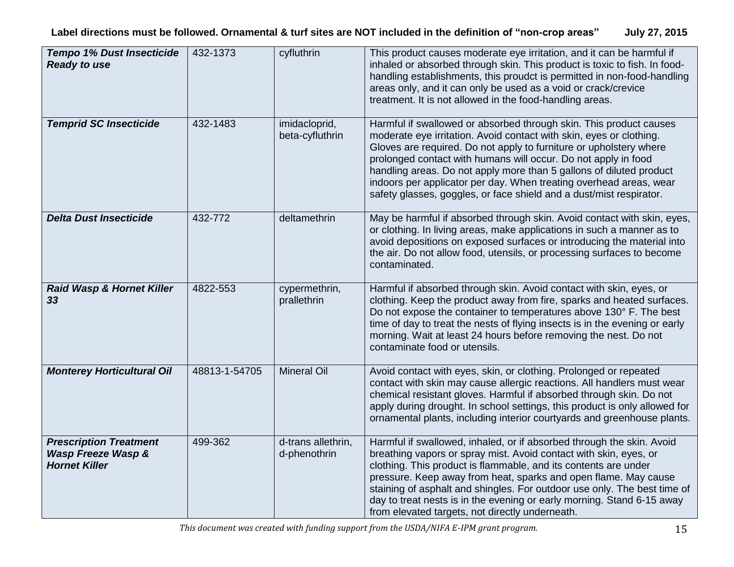| ***Tempo 1% Dust Insecticide Ready to use*** | 432-1373 | cyfluthrin | This product causes moderate eye irritation, and it can be harmful if inhaled or absorbed through skin. This product is toxic to fish. In food-handling establishments, this proudct is permitted in non-food-handling areas only, and it can only be used as a void or crack/crevice treatment. It is not allowed in the food-handling areas. |
|---|---|---|---|
| ***Temprid SC Insecticide*** | 432-1483 | imidacloprid, beta-cyfluthrin | Harmful if swallowed or absorbed through skin. This product causes moderate eye irritation. Avoid contact with skin, eyes or clothing. Gloves are required. Do not apply to furniture or upholstery where prolonged contact with humans will occur. Do not apply in food handling areas. Do not apply more than 5 gallons of diluted product indoors per applicator per day. When treating overhead areas, wear safety glasses, goggles, or face shield and a dust/mist respirator. |
| ***Delta Dust Insecticide*** | 432-772 | deltamethrin | May be harmful if absorbed through skin. Avoid contact with skin, eyes, or clothing. In living areas, make applications in such a manner as to avoid depositions on exposed surfaces or introducing the material into the air. Do not allow food, utensils, or processing surfaces to become contaminated. |
| ***Raid Wasp & Hornet Killer 33*** | 4822-553 | cypermethrin, prallethrin | Harmful if absorbed through skin. Avoid contact with skin, eyes, or clothing. Keep the product away from fire, sparks and heated surfaces. Do not expose the container to temperatures above 130° F. The best time of day to treat the nests of flying insects is in the evening or early morning. Wait at least 24 hours before removing the nest. Do not contaminate food or utensils. |
| ***Monterey Horticultural Oil*** | 48813-1-54705 | Mineral Oil | Avoid contact with eyes, skin, or clothing. Prolonged or repeated contact with skin may cause allergic reactions. All handlers must wear chemical resistant gloves. Harmful if absorbed through skin. Do not apply during drought. In school settings, this product is only allowed for ornamental plants, including interior courtyards and greenhouse plants. |
| ***Prescription Treatment Wasp Freeze Wasp & Hornet Killer*** | 499-362 | d-trans allethrin, d-phenothrin | Harmful if swallowed, inhaled, or if absorbed through the skin. Avoid breathing vapors or spray mist. Avoid contact with skin, eyes, or clothing. This product is flammable, and its contents are under pressure. Keep away from heat, sparks and open flame. May cause staining of asphalt and shingles. For outdoor use only. The best time of day to treat nests is in the evening or early morning. Stand 6-15 away from elevated targets, not directly underneath. |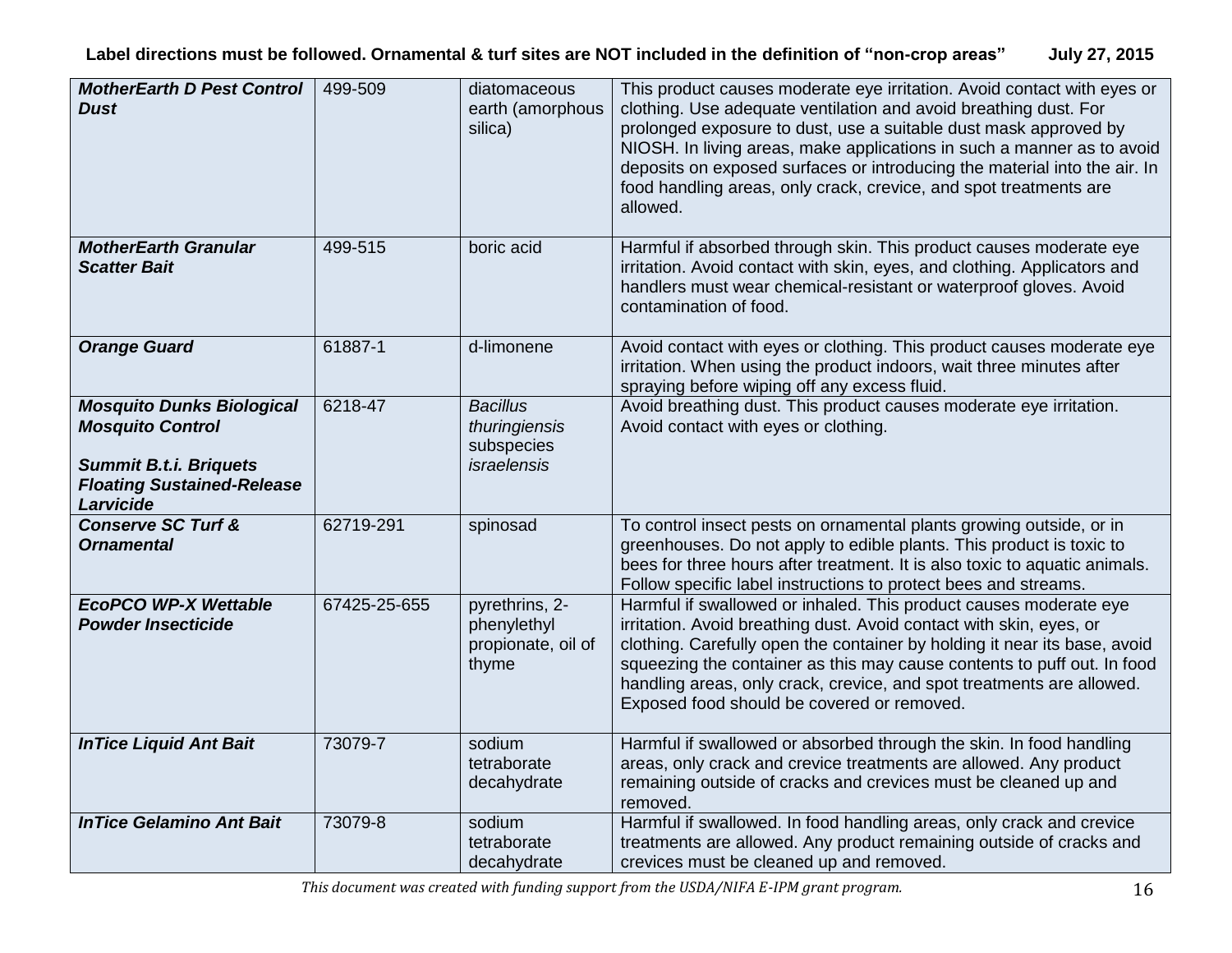| | | | |
|---|---|---|---|
| ***MotherEarth D Pest Control Dust*** | 499-509 | diatomaceous earth (amorphous silica) | This product causes moderate eye irritation. Avoid contact with eyes or clothing. Use adequate ventilation and avoid breathing dust. For prolonged exposure to dust, use a suitable dust mask approved by NIOSH. In living areas, make applications in such a manner as to avoid deposits on exposed surfaces or introducing the material into the air. In food handling areas, only crack, crevice, and spot treatments are allowed. |
| ***MotherEarth Granular Scatter Bait*** | 499-515 | boric acid | Harmful if absorbed through skin. This product causes moderate eye irritation. Avoid contact with skin, eyes, and clothing. Applicators and handlers must wear chemical-resistant or waterproof gloves. Avoid contamination of food. |
| ***Orange Guard*** | 61887-1 | d-limonene | Avoid contact with eyes or clothing. This product causes moderate eye irritation. When using the product indoors, wait three minutes after spraying before wiping off any excess fluid. |
| ***Mosquito Dunks Biological Mosquito Control***<br><br>***Summit B.t.i. Briquets Floating Sustained-Release Larvicide*** | 6218-47 | *Bacillus thuringiensis* subspecies *israelensis* | Avoid breathing dust. This product causes moderate eye irritation. Avoid contact with eyes or clothing. |
| ***Conserve SC Turf & Ornamental*** | 62719-291 | spinosad | To control insect pests on ornamental plants growing outside, or in greenhouses. Do not apply to edible plants. This product is toxic to bees for three hours after treatment. It is also toxic to aquatic animals. Follow specific label instructions to protect bees and streams. |
| ***EcoPCO WP-X Wettable Powder Insecticide*** | 67425-25-655 | pyrethrins, 2-phenylethyl propionate, oil of thyme | Harmful if swallowed or inhaled. This product causes moderate eye irritation. Avoid breathing dust. Avoid contact with skin, eyes, or clothing. Carefully open the container by holding it near its base, avoid squeezing the container as this may cause contents to puff out. In food handling areas, only crack, crevice, and spot treatments are allowed. Exposed food should be covered or removed. |
| ***InTice Liquid Ant Bait*** | 73079-7 | sodium tetraborate decahydrate | Harmful if swallowed or absorbed through the skin. In food handling areas, only crack and crevice treatments are allowed. Any product remaining outside of cracks and crevices must be cleaned up and removed. |
| ***InTice Gelamino Ant Bait*** | 73079-8 | sodium tetraborate decahydrate | Harmful if swallowed. In food handling areas, only crack and crevice treatments are allowed. Any product remaining outside of cracks and crevices must be cleaned up and removed. |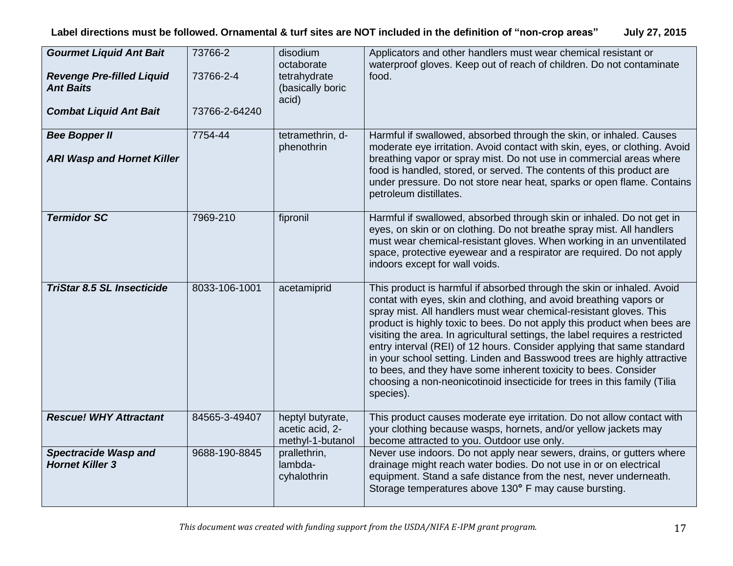| | | | |
|---|---|---|---|
| ***Gourmet Liquid Ant Bait***<br><br>***Revenge Pre-filled Liquid Ant Baits***<br><br>***Combat Liquid Ant Bait*** | 73766-2<br><br>73766-2-4<br><br>73766-2-64240 | disodium octaborate tetrahydrate (basically boric acid) | Applicators and other handlers must wear chemical resistant or waterproof gloves. Keep out of reach of children. Do not contaminate food. |
| ***Bee Bopper II***<br><br>***ARI Wasp and Hornet Killer*** | 7754-44 | tetramethrin, d-phenothrin | Harmful if swallowed, absorbed through the skin, or inhaled. Causes moderate eye irritation. Avoid contact with skin, eyes, or clothing. Avoid breathing vapor or spray mist. Do not use in commercial areas where food is handled, stored, or served. The contents of this product are under pressure. Do not store near heat, sparks or open flame. Contains petroleum distillates. |
| ***Termidor SC*** | 7969-210 | fipronil | Harmful if swallowed, absorbed through skin or inhaled. Do not get in eyes, on skin or on clothing. Do not breathe spray mist. All handlers must wear chemical-resistant gloves. When working in an unventilated space, protective eyewear and a respirator are required. Do not apply indoors except for wall voids. |
| ***TriStar 8.5 SL Insecticide*** | 8033-106-1001 | acetamiprid | This product is harmful if absorbed through the skin or inhaled. Avoid contat with eyes, skin and clothing, and avoid breathing vapors or spray mist. All handlers must wear chemical-resistant gloves. This product is highly toxic to bees. Do not apply this product when bees are visiting the area. In agricultural settings, the label requires a restricted entry interval (REI) of 12 hours. Consider applying that same standard in your school setting. Linden and Basswood trees are highly attractive to bees, and they have some inherent toxicity to bees. Consider choosing a non-neonicotinoid insecticide for trees in this family (Tilia species). |
| ***Rescue! WHY Attractant*** | 84565-3-49407 | heptyl butyrate, acetic acid, 2-methyl-1-butanol | This product causes moderate eye irritation. Do not allow contact with your clothing because wasps, hornets, and/or yellow jackets may become attracted to you. Outdoor use only. |
| ***Spectracide Wasp and Hornet Killer 3*** | 9688-190-8845 | prallethrin, lambda-cyhalothrin | Never use indoors. Do not apply near sewers, drains, or gutters where drainage might reach water bodies. Do not use in or on electrical equipment. Stand a safe distance from the nest, never underneath. Storage temperatures above 130° F may cause bursting. |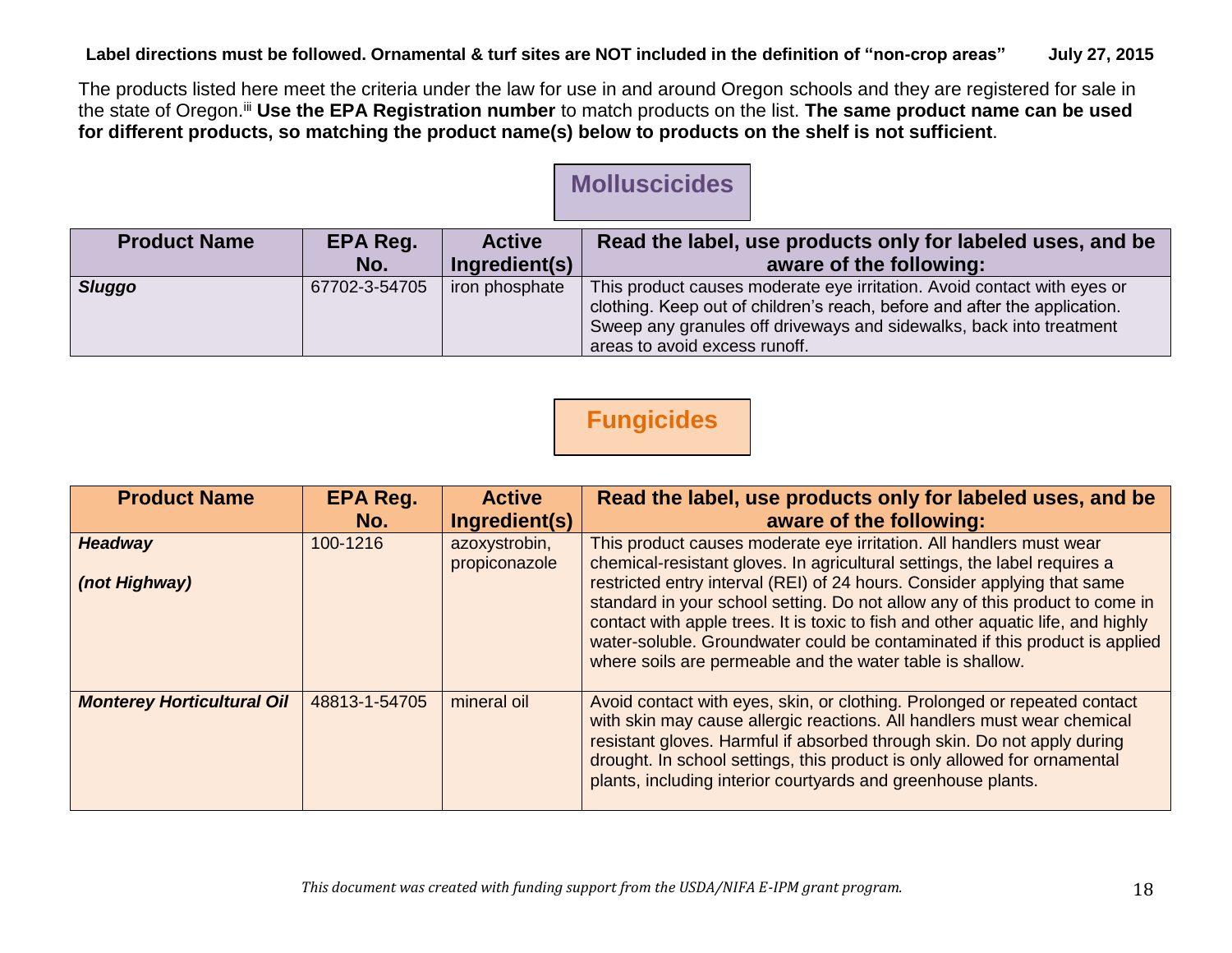**Label directions must be followed. Ornamental & turf sites are NOT included in the definition of "non-crop areas"** **July 27, 2015**

The products listed here meet the criteria under the law for use in and around Oregon schools and they are registered for sale in the state of Oregon.[iii] **Use the EPA Registration number** to match products on the list. **The same product name can be used for different products, so matching the product name(s) below to products on the shelf is not sufficient**.

## Molluscicides

| Product Name | EPA Reg. No. | Active Ingredient(s) | Read the label, use products only for labeled uses, and be aware of the following: |
|---|---|---|---|
| ***Sluggo*** | 67702-3-54705 | iron phosphate | This product causes moderate eye irritation. Avoid contact with eyes or clothing. Keep out of children's reach, before and after the application. Sweep any granules off driveways and sidewalks, back into treatment areas to avoid excess runoff. |

## Fungicides

| Product Name | EPA Reg. No. | Active Ingredient(s) | Read the label, use products only for labeled uses, and be aware of the following: |
|---|---|---|---|
| ***Headway*** <br><br> ***(not Highway)*** | 100-1216 | azoxystrobin, propiconazole | This product causes moderate eye irritation. All handlers must wear chemical-resistant gloves. In agricultural settings, the label requires a restricted entry interval (REI) of 24 hours. Consider applying that same standard in your school setting. Do not allow any of this product to come in contact with apple trees. It is toxic to fish and other aquatic life, and highly water-soluble. Groundwater could be contaminated if this product is applied where soils are permeable and the water table is shallow. |
| ***Monterey Horticultural Oil*** | 48813-1-54705 | mineral oil | Avoid contact with eyes, skin, or clothing. Prolonged or repeated contact with skin may cause allergic reactions. All handlers must wear chemical resistant gloves. Harmful if absorbed through skin. Do not apply during drought. In school settings, this product is only allowed for ornamental plants, including interior courtyards and greenhouse plants. |

*This document was created with funding support from the USDA/NIFA E-IPM grant program.*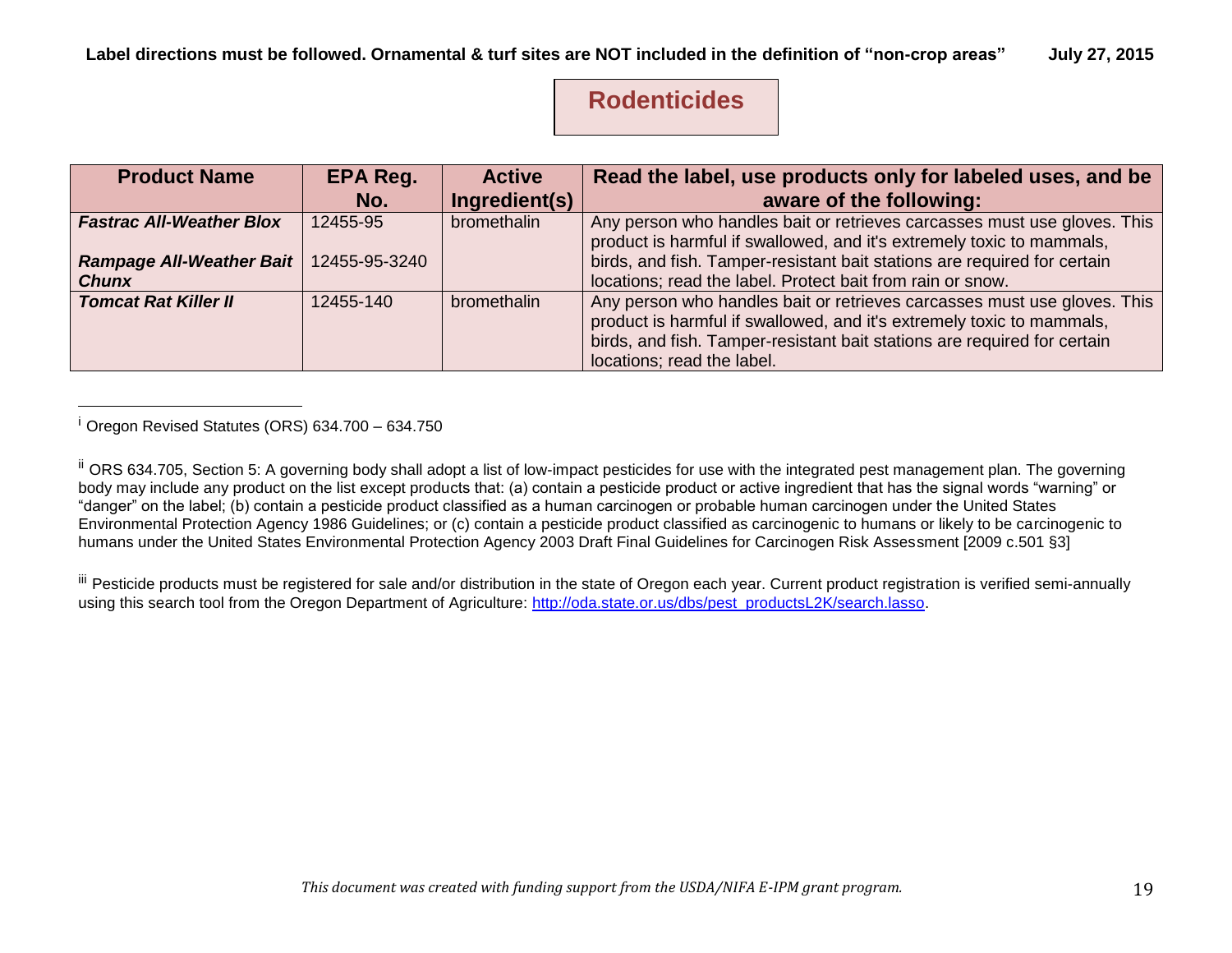## Rodenticides

| Product Name | EPA Reg. No. | Active Ingredient(s) | Read the label, use products only for labeled uses, and be aware of the following: |
|---|---|---|---|
| ***Fastrac All-Weather Blox*** <br><br> ***Rampage All-Weather Bait Chunx*** | 12455-95 <br><br> 12455-95-3240 | bromethalin | Any person who handles bait or retrieves carcasses must use gloves. This product is harmful if swallowed, and it's extremely toxic to mammals, birds, and fish. Tamper-resistant bait stations are required for certain locations; read the label. Protect bait from rain or snow. |
| ***Tomcat Rat Killer II*** | 12455-140 | bromethalin | Any person who handles bait or retrieves carcasses must use gloves. This product is harmful if swallowed, and it's extremely toxic to mammals, birds, and fish. Tamper-resistant bait stations are required for certain locations; read the label. |

---

[i] Oregon Revised Statutes (ORS) 634.700 – 634.750

[ii] ORS 634.705, Section 5: A governing body shall adopt a list of low-impact pesticides for use with the integrated pest management plan. The governing body may include any product on the list except products that: (a) contain a pesticide product or active ingredient that has the signal words "warning" or "danger" on the label; (b) contain a pesticide product classified as a human carcinogen or probable human carcinogen under the United States Environmental Protection Agency 1986 Guidelines; or (c) contain a pesticide product classified as carcinogenic to humans or likely to be carcinogenic to humans under the United States Environmental Protection Agency 2003 Draft Final Guidelines for Carcinogen Risk Assessment [2009 c.501 §3]

[iii] Pesticide products must be registered for sale and/or distribution in the state of Oregon each year. Current product registration is verified semi-annually using this search tool from the Oregon Department of Agriculture: http://oda.state.or.us/dbs/pest_productsL2K/search.lasso.